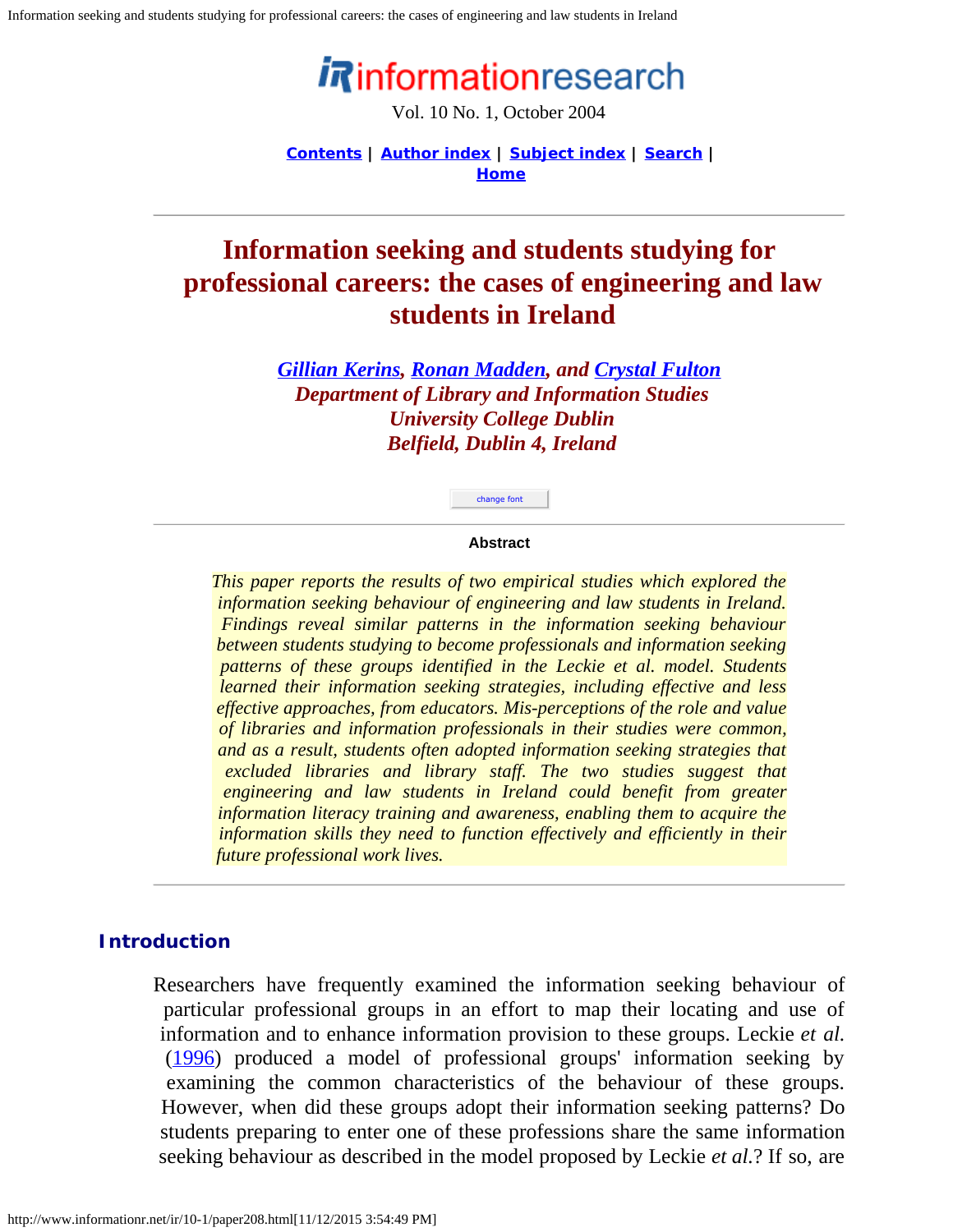Vol. 10 No. 1, October 2004

**Contents** | **Author index** | **Subject index** | **Search** | **Home**

# Information seeking and students studying for professional careers: the cases of engineering and law students in Ireland

***Gillian Kerins*, *Ronan Madden*, and *Crystal Fulton***
***Department of Library and Information Studies***
***University College Dublin***
***Belfield, Dublin 4, Ireland***

**Abstract**

*This paper reports the results of two empirical studies which explored the information seeking behaviour of engineering and law students in Ireland. Findings reveal similar patterns in the information seeking behaviour between students studying to become professionals and information seeking patterns of these groups identified in the Leckie et al. model. Students learned their information seeking strategies, including effective and less effective approaches, from educators. Mis-perceptions of the role and value of libraries and information professionals in their studies were common, and as a result, students often adopted information seeking strategies that excluded libraries and library staff. The two studies suggest that engineering and law students in Ireland could benefit from greater information literacy training and awareness, enabling them to acquire the information skills they need to function effectively and efficiently in their future professional work lives.*

## Introduction

Researchers have frequently examined the information seeking behaviour of particular professional groups in an effort to map their locating and use of information and to enhance information provision to these groups. Leckie *et al.* (1996) produced a model of professional groups' information seeking by examining the common characteristics of the behaviour of these groups. However, when did these groups adopt their information seeking patterns? Do students preparing to enter one of these professions share the same information seeking behaviour as described in the model proposed by Leckie *et al.*? If so, are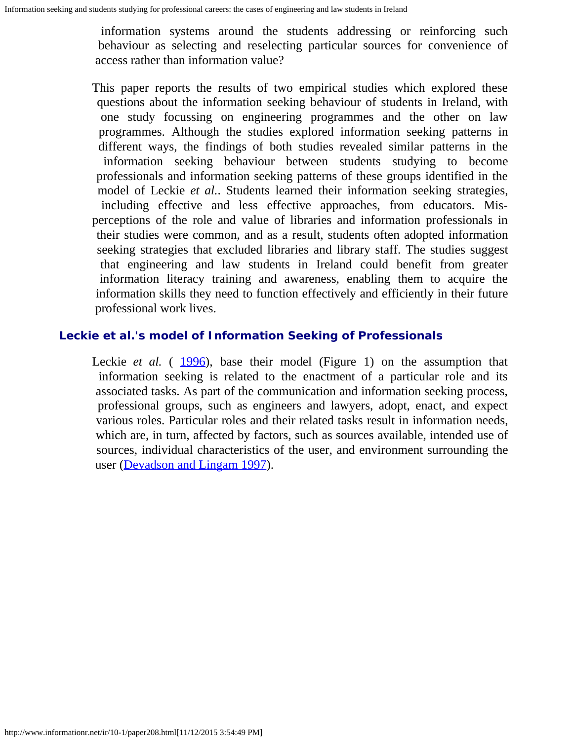information systems around the students addressing or reinforcing such behaviour as selecting and reselecting particular sources for convenience of access rather than information value?

This paper reports the results of two empirical studies which explored these questions about the information seeking behaviour of students in Ireland, with one study focussing on engineering programmes and the other on law programmes. Although the studies explored information seeking patterns in different ways, the findings of both studies revealed similar patterns in the information seeking behaviour between students studying to become professionals and information seeking patterns of these groups identified in the model of Leckie *et al.*. Students learned their information seeking strategies, including effective and less effective approaches, from educators. Mis-perceptions of the role and value of libraries and information professionals in their studies were common, and as a result, students often adopted information seeking strategies that excluded libraries and library staff. The studies suggest that engineering and law students in Ireland could benefit from greater information literacy training and awareness, enabling them to acquire the information skills they need to function effectively and efficiently in their future professional work lives.

## Leckie et al.'s model of Information Seeking of Professionals

Leckie *et al.* ( 1996), base their model (Figure 1) on the assumption that information seeking is related to the enactment of a particular role and its associated tasks. As part of the communication and information seeking process, professional groups, such as engineers and lawyers, adopt, enact, and expect various roles. Particular roles and their related tasks result in information needs, which are, in turn, affected by factors, such as sources available, intended use of sources, individual characteristics of the user, and environment surrounding the user (Devadson and Lingam 1997).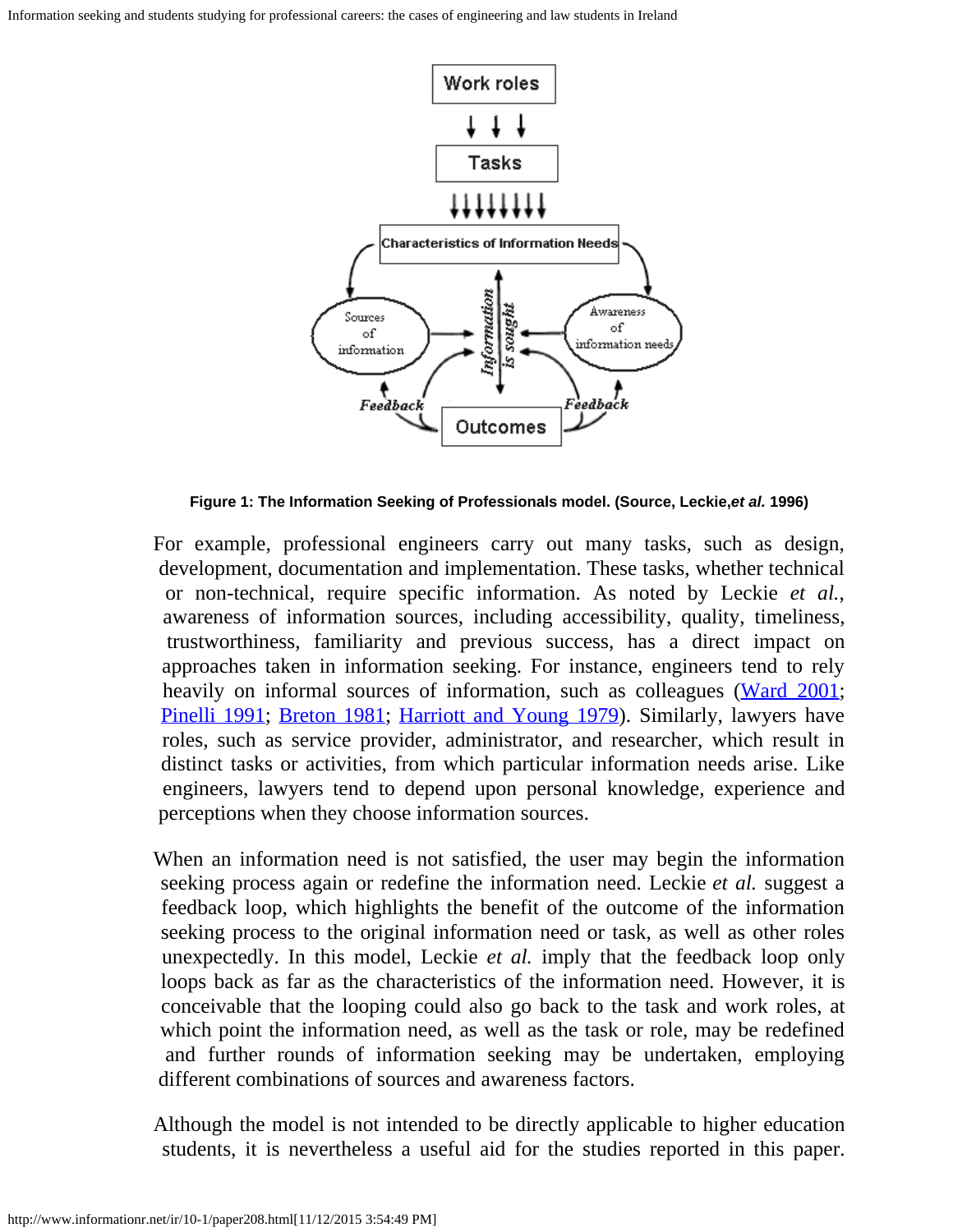**Figure 1: The Information Seeking of Professionals model. (Source, Leckie,*et al.* 1996)**

For example, professional engineers carry out many tasks, such as design, development, documentation and implementation. These tasks, whether technical or non-technical, require specific information. As noted by Leckie *et al.*, awareness of information sources, including accessibility, quality, timeliness, trustworthiness, familiarity and previous success, has a direct impact on approaches taken in information seeking. For instance, engineers tend to rely heavily on informal sources of information, such as colleagues (Ward 2001; Pinelli 1991; Breton 1981; Harriott and Young 1979). Similarly, lawyers have roles, such as service provider, administrator, and researcher, which result in distinct tasks or activities, from which particular information needs arise. Like engineers, lawyers tend to depend upon personal knowledge, experience and perceptions when they choose information sources.

When an information need is not satisfied, the user may begin the information seeking process again or redefine the information need. Leckie *et al.* suggest a feedback loop, which highlights the benefit of the outcome of the information seeking process to the original information need or task, as well as other roles unexpectedly. In this model, Leckie *et al.* imply that the feedback loop only loops back as far as the characteristics of the information need. However, it is conceivable that the looping could also go back to the task and work roles, at which point the information need, as well as the task or role, may be redefined and further rounds of information seeking may be undertaken, employing different combinations of sources and awareness factors.

Although the model is not intended to be directly applicable to higher education students, it is nevertheless a useful aid for the studies reported in this paper.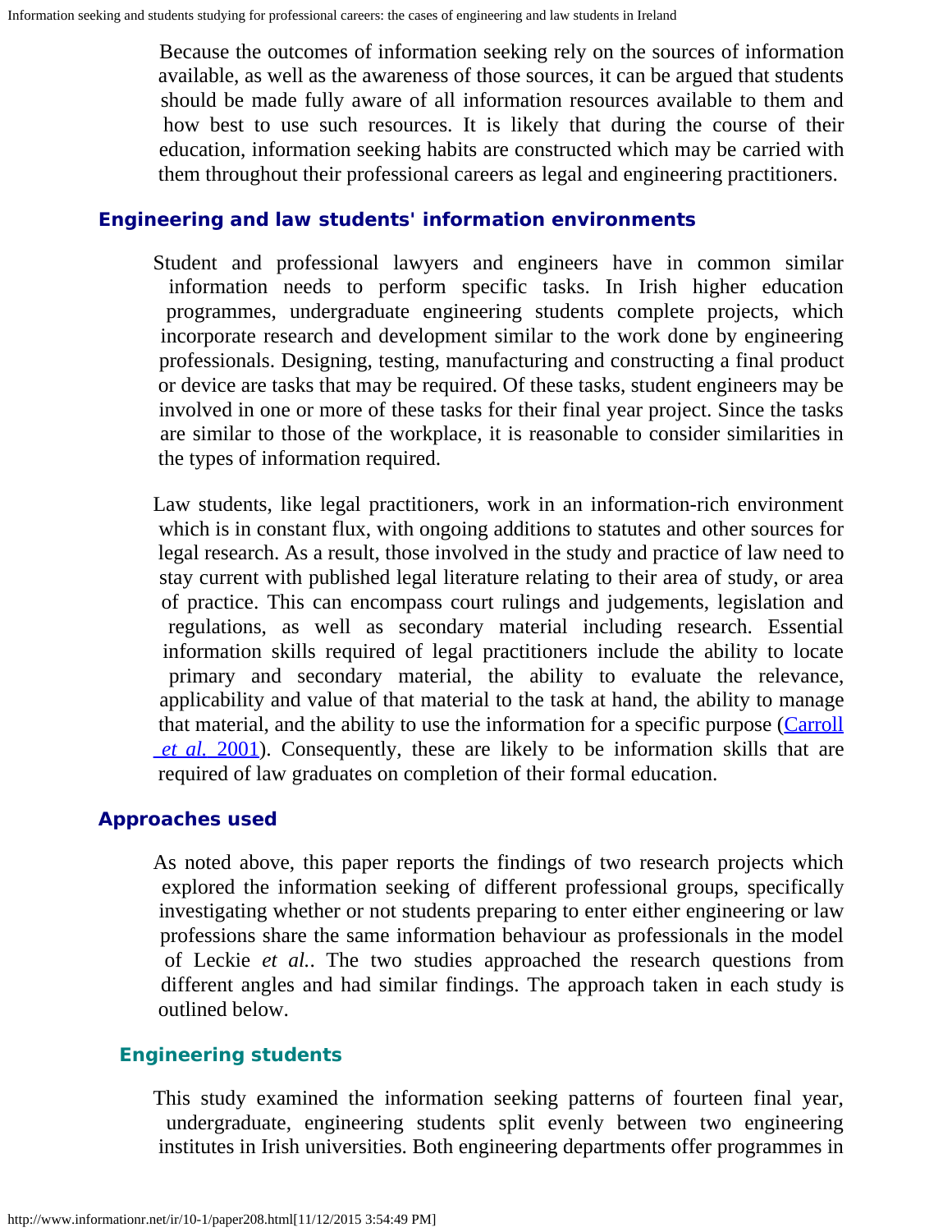Because the outcomes of information seeking rely on the sources of information available, as well as the awareness of those sources, it can be argued that students should be made fully aware of all information resources available to them and how best to use such resources. It is likely that during the course of their education, information seeking habits are constructed which may be carried with them throughout their professional careers as legal and engineering practitioners.

## Engineering and law students' information environments

Student and professional lawyers and engineers have in common similar information needs to perform specific tasks. In Irish higher education programmes, undergraduate engineering students complete projects, which incorporate research and development similar to the work done by engineering professionals. Designing, testing, manufacturing and constructing a final product or device are tasks that may be required. Of these tasks, student engineers may be involved in one or more of these tasks for their final year project. Since the tasks are similar to those of the workplace, it is reasonable to consider similarities in the types of information required.

Law students, like legal practitioners, work in an information-rich environment which is in constant flux, with ongoing additions to statutes and other sources for legal research. As a result, those involved in the study and practice of law need to stay current with published legal literature relating to their area of study, or area of practice. This can encompass court rulings and judgements, legislation and regulations, as well as secondary material including research. Essential information skills required of legal practitioners include the ability to locate primary and secondary material, the ability to evaluate the relevance, applicability and value of that material to the task at hand, the ability to manage that material, and the ability to use the information for a specific purpose (Carroll *et al.* 2001). Consequently, these are likely to be information skills that are required of law graduates on completion of their formal education.

## Approaches used

As noted above, this paper reports the findings of two research projects which explored the information seeking of different professional groups, specifically investigating whether or not students preparing to enter either engineering or law professions share the same information behaviour as professionals in the model of Leckie *et al.*. The two studies approached the research questions from different angles and had similar findings. The approach taken in each study is outlined below.

### Engineering students

This study examined the information seeking patterns of fourteen final year, undergraduate, engineering students split evenly between two engineering institutes in Irish universities. Both engineering departments offer programmes in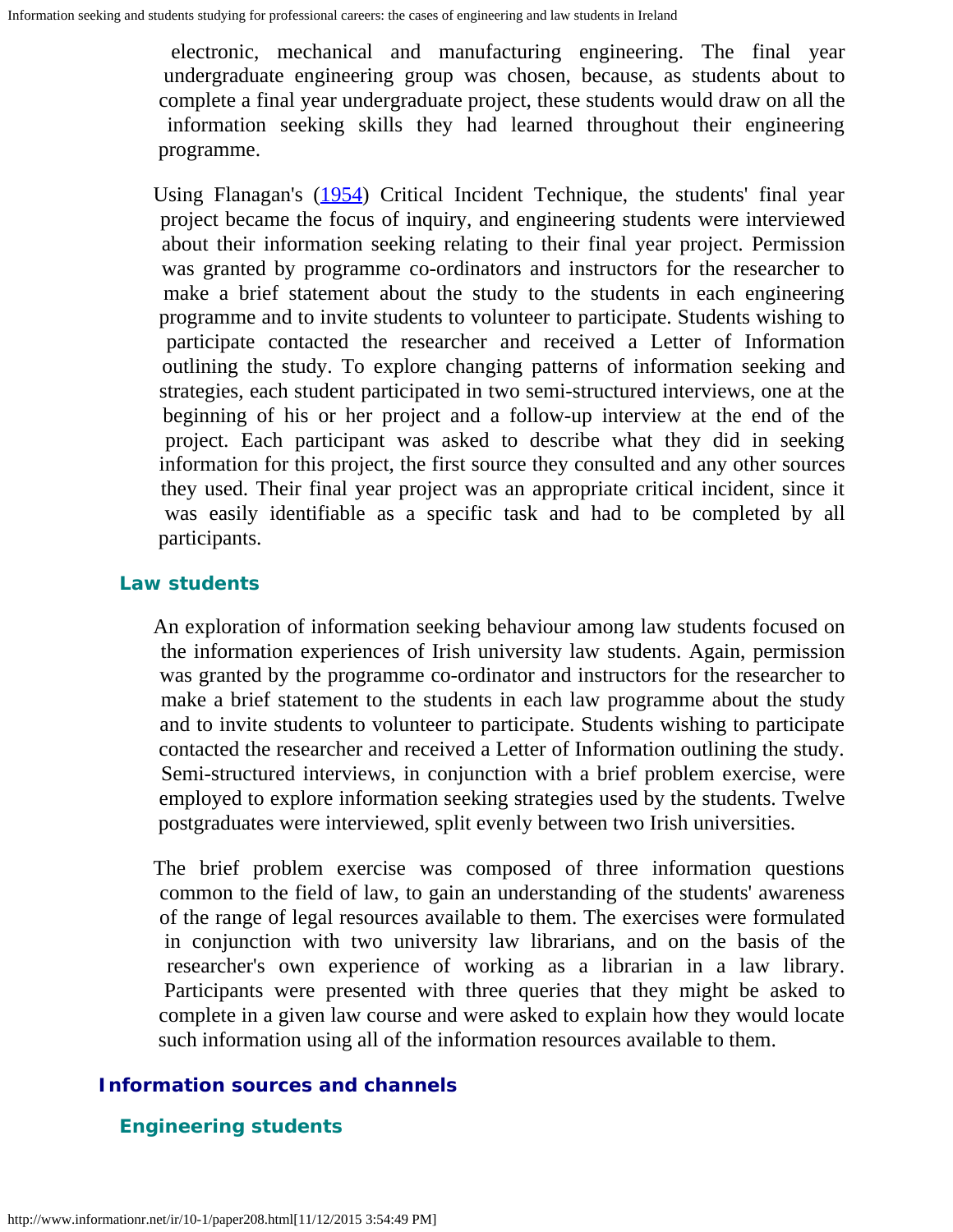electronic, mechanical and manufacturing engineering. The final year undergraduate engineering group was chosen, because, as students about to complete a final year undergraduate project, these students would draw on all the information seeking skills they had learned throughout their engineering programme.

Using Flanagan's (1954) Critical Incident Technique, the students' final year project became the focus of inquiry, and engineering students were interviewed about their information seeking relating to their final year project. Permission was granted by programme co-ordinators and instructors for the researcher to make a brief statement about the study to the students in each engineering programme and to invite students to volunteer to participate. Students wishing to participate contacted the researcher and received a Letter of Information outlining the study. To explore changing patterns of information seeking and strategies, each student participated in two semi-structured interviews, one at the beginning of his or her project and a follow-up interview at the end of the project. Each participant was asked to describe what they did in seeking information for this project, the first source they consulted and any other sources they used. Their final year project was an appropriate critical incident, since it was easily identifiable as a specific task and had to be completed by all participants.

### Law students

An exploration of information seeking behaviour among law students focused on the information experiences of Irish university law students. Again, permission was granted by the programme co-ordinator and instructors for the researcher to make a brief statement to the students in each law programme about the study and to invite students to volunteer to participate. Students wishing to participate contacted the researcher and received a Letter of Information outlining the study. Semi-structured interviews, in conjunction with a brief problem exercise, were employed to explore information seeking strategies used by the students. Twelve postgraduates were interviewed, split evenly between two Irish universities.

The brief problem exercise was composed of three information questions common to the field of law, to gain an understanding of the students' awareness of the range of legal resources available to them. The exercises were formulated in conjunction with two university law librarians, and on the basis of the researcher's own experience of working as a librarian in a law library. Participants were presented with three queries that they might be asked to complete in a given law course and were asked to explain how they would locate such information using all of the information resources available to them.

## Information sources and channels

### Engineering students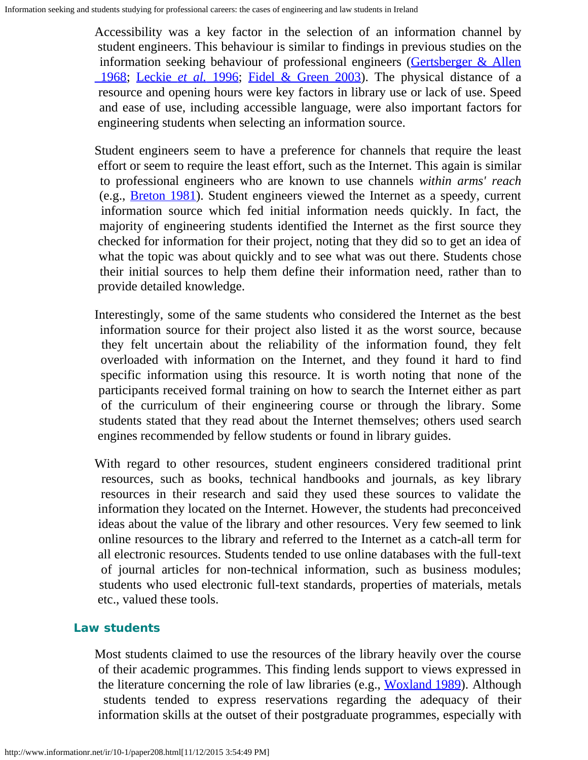Accessibility was a key factor in the selection of an information channel by student engineers. This behaviour is similar to findings in previous studies on the information seeking behaviour of professional engineers (Gertsberger & Allen 1968; Leckie *et al.* 1996; Fidel & Green 2003). The physical distance of a resource and opening hours were key factors in library use or lack of use. Speed and ease of use, including accessible language, were also important factors for engineering students when selecting an information source.

Student engineers seem to have a preference for channels that require the least effort or seem to require the least effort, such as the Internet. This again is similar to professional engineers who are known to use channels *within arms' reach* (e.g., Breton 1981). Student engineers viewed the Internet as a speedy, current information source which fed initial information needs quickly. In fact, the majority of engineering students identified the Internet as the first source they checked for information for their project, noting that they did so to get an idea of what the topic was about quickly and to see what was out there. Students chose their initial sources to help them define their information need, rather than to provide detailed knowledge.

Interestingly, some of the same students who considered the Internet as the best information source for their project also listed it as the worst source, because they felt uncertain about the reliability of the information found, they felt overloaded with information on the Internet, and they found it hard to find specific information using this resource. It is worth noting that none of the participants received formal training on how to search the Internet either as part of the curriculum of their engineering course or through the library. Some students stated that they read about the Internet themselves; others used search engines recommended by fellow students or found in library guides.

With regard to other resources, student engineers considered traditional print resources, such as books, technical handbooks and journals, as key library resources in their research and said they used these sources to validate the information they located on the Internet. However, the students had preconceived ideas about the value of the library and other resources. Very few seemed to link online resources to the library and referred to the Internet as a catch-all term for all electronic resources. Students tended to use online databases with the full-text of journal articles for non-technical information, such as business modules; students who used electronic full-text standards, properties of materials, metals etc., valued these tools.

### Law students

Most students claimed to use the resources of the library heavily over the course of their academic programmes. This finding lends support to views expressed in the literature concerning the role of law libraries (e.g., Woxland 1989). Although students tended to express reservations regarding the adequacy of their information skills at the outset of their postgraduate programmes, especially with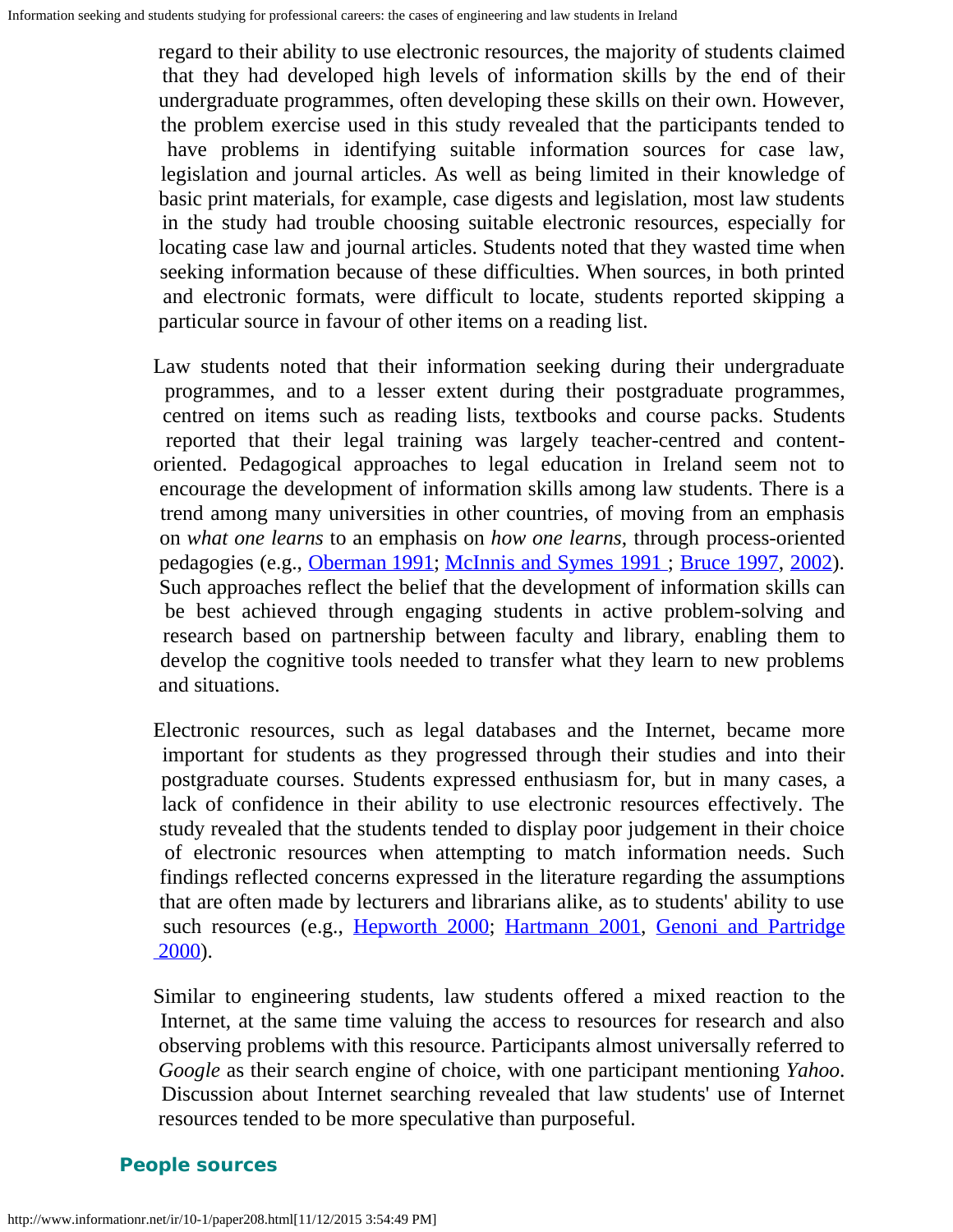regard to their ability to use electronic resources, the majority of students claimed that they had developed high levels of information skills by the end of their undergraduate programmes, often developing these skills on their own. However, the problem exercise used in this study revealed that the participants tended to have problems in identifying suitable information sources for case law, legislation and journal articles. As well as being limited in their knowledge of basic print materials, for example, case digests and legislation, most law students in the study had trouble choosing suitable electronic resources, especially for locating case law and journal articles. Students noted that they wasted time when seeking information because of these difficulties. When sources, in both printed and electronic formats, were difficult to locate, students reported skipping a particular source in favour of other items on a reading list.

Law students noted that their information seeking during their undergraduate programmes, and to a lesser extent during their postgraduate programmes, centred on items such as reading lists, textbooks and course packs. Students reported that their legal training was largely teacher-centred and content-oriented. Pedagogical approaches to legal education in Ireland seem not to encourage the development of information skills among law students. There is a trend among many universities in other countries, of moving from an emphasis on *what one learns* to an emphasis on *how one learns*, through process-oriented pedagogies (e.g., Oberman 1991; McInnis and Symes 1991 ; Bruce 1997, 2002). Such approaches reflect the belief that the development of information skills can be best achieved through engaging students in active problem-solving and research based on partnership between faculty and library, enabling them to develop the cognitive tools needed to transfer what they learn to new problems and situations.

Electronic resources, such as legal databases and the Internet, became more important for students as they progressed through their studies and into their postgraduate courses. Students expressed enthusiasm for, but in many cases, a lack of confidence in their ability to use electronic resources effectively. The study revealed that the students tended to display poor judgement in their choice of electronic resources when attempting to match information needs. Such findings reflected concerns expressed in the literature regarding the assumptions that are often made by lecturers and librarians alike, as to students' ability to use such resources (e.g., Hepworth 2000; Hartmann 2001, Genoni and Partridge 2000).

Similar to engineering students, law students offered a mixed reaction to the Internet, at the same time valuing the access to resources for research and also observing problems with this resource. Participants almost universally referred to *Google* as their search engine of choice, with one participant mentioning *Yahoo*. Discussion about Internet searching revealed that law students' use of Internet resources tended to be more speculative than purposeful.

### People sources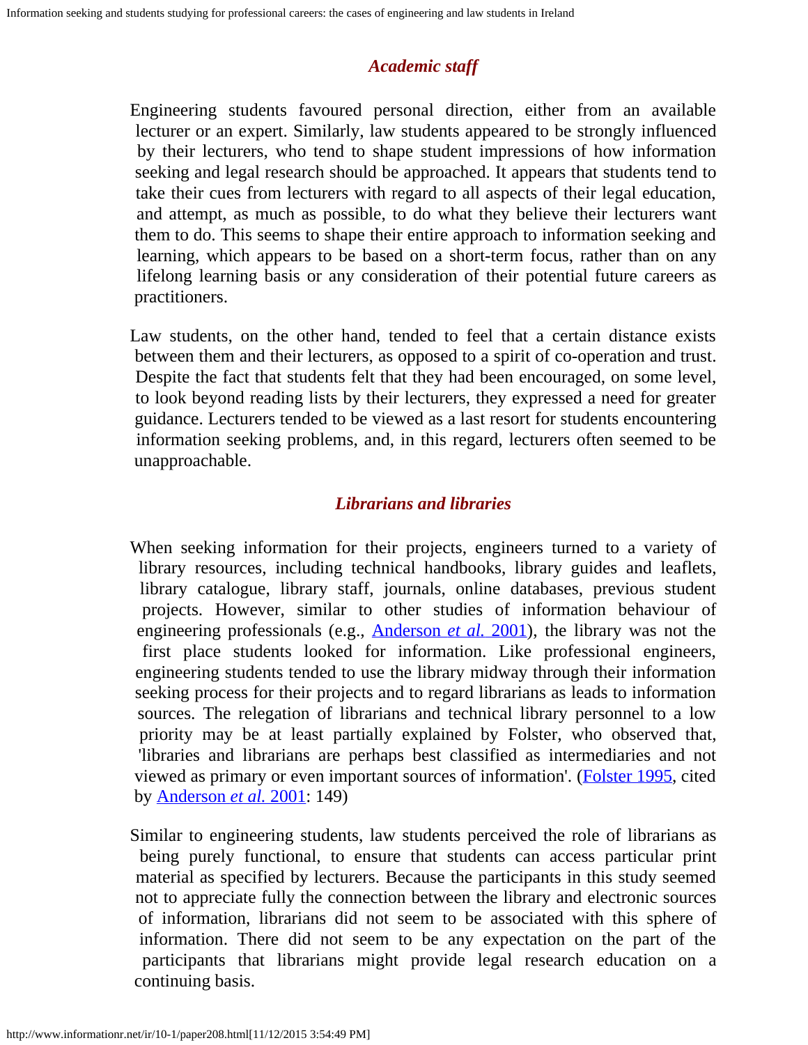### *Academic staff*

Engineering students favoured personal direction, either from an available lecturer or an expert. Similarly, law students appeared to be strongly influenced by their lecturers, who tend to shape student impressions of how information seeking and legal research should be approached. It appears that students tend to take their cues from lecturers with regard to all aspects of their legal education, and attempt, as much as possible, to do what they believe their lecturers want them to do. This seems to shape their entire approach to information seeking and learning, which appears to be based on a short-term focus, rather than on any lifelong learning basis or any consideration of their potential future careers as practitioners.

Law students, on the other hand, tended to feel that a certain distance exists between them and their lecturers, as opposed to a spirit of co-operation and trust. Despite the fact that students felt that they had been encouraged, on some level, to look beyond reading lists by their lecturers, they expressed a need for greater guidance. Lecturers tended to be viewed as a last resort for students encountering information seeking problems, and, in this regard, lecturers often seemed to be unapproachable.

### *Librarians and libraries*

When seeking information for their projects, engineers turned to a variety of library resources, including technical handbooks, library guides and leaflets, library catalogue, library staff, journals, online databases, previous student projects. However, similar to other studies of information behaviour of engineering professionals (e.g., Anderson *et al.* 2001), the library was not the first place students looked for information. Like professional engineers, engineering students tended to use the library midway through their information seeking process for their projects and to regard librarians as leads to information sources. The relegation of librarians and technical library personnel to a low priority may be at least partially explained by Folster, who observed that, 'libraries and librarians are perhaps best classified as intermediaries and not viewed as primary or even important sources of information'. (Folster 1995, cited by Anderson *et al.* 2001: 149)

Similar to engineering students, law students perceived the role of librarians as being purely functional, to ensure that students can access particular print material as specified by lecturers. Because the participants in this study seemed not to appreciate fully the connection between the library and electronic sources of information, librarians did not seem to be associated with this sphere of information. There did not seem to be any expectation on the part of the participants that librarians might provide legal research education on a continuing basis.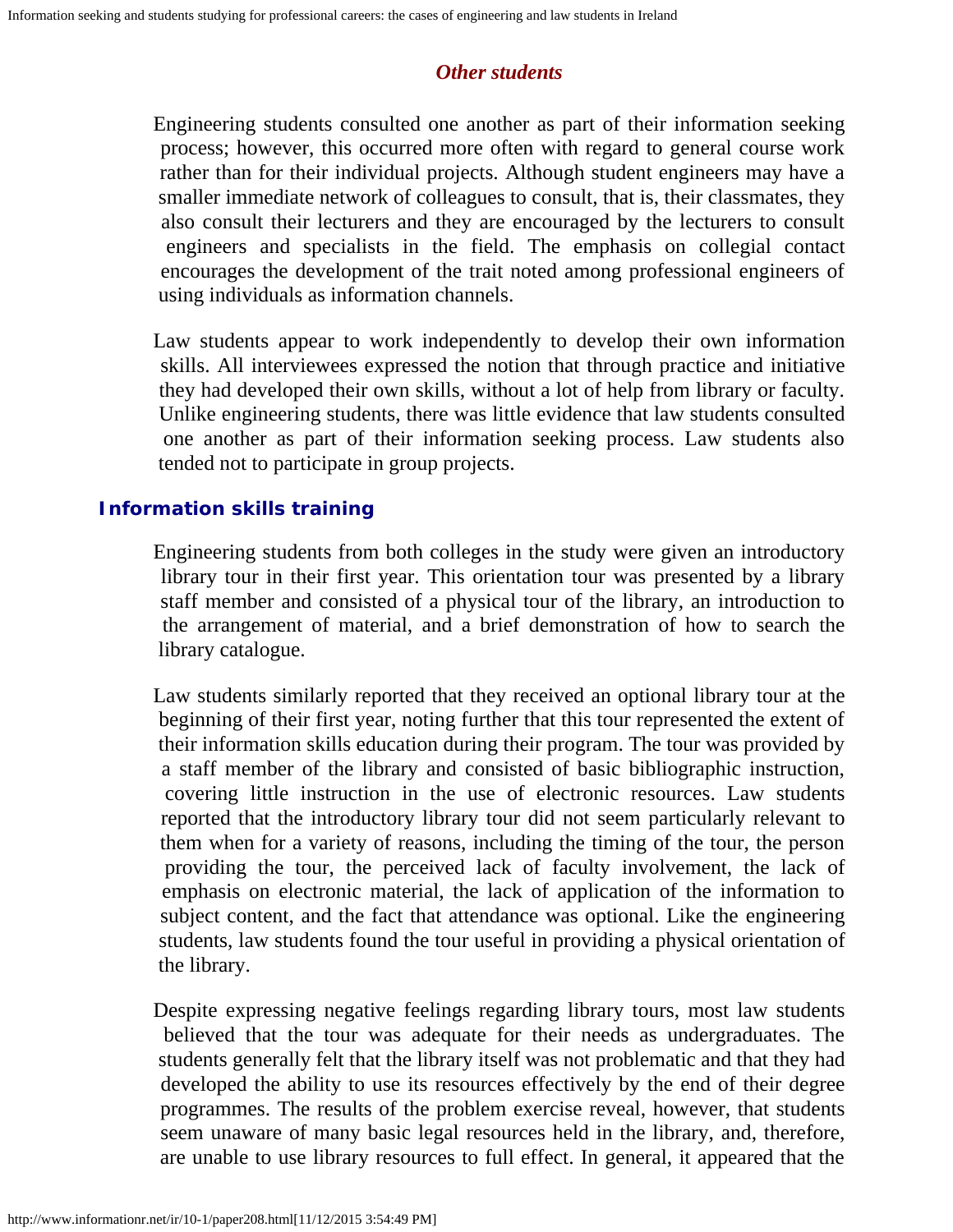### *Other students*

Engineering students consulted one another as part of their information seeking process; however, this occurred more often with regard to general course work rather than for their individual projects. Although student engineers may have a smaller immediate network of colleagues to consult, that is, their classmates, they also consult their lecturers and they are encouraged by the lecturers to consult engineers and specialists in the field. The emphasis on collegial contact encourages the development of the trait noted among professional engineers of using individuals as information channels.

Law students appear to work independently to develop their own information skills. All interviewees expressed the notion that through practice and initiative they had developed their own skills, without a lot of help from library or faculty. Unlike engineering students, there was little evidence that law students consulted one another as part of their information seeking process. Law students also tended not to participate in group projects.

## Information skills training

Engineering students from both colleges in the study were given an introductory library tour in their first year. This orientation tour was presented by a library staff member and consisted of a physical tour of the library, an introduction to the arrangement of material, and a brief demonstration of how to search the library catalogue.

Law students similarly reported that they received an optional library tour at the beginning of their first year, noting further that this tour represented the extent of their information skills education during their program. The tour was provided by a staff member of the library and consisted of basic bibliographic instruction, covering little instruction in the use of electronic resources. Law students reported that the introductory library tour did not seem particularly relevant to them when for a variety of reasons, including the timing of the tour, the person providing the tour, the perceived lack of faculty involvement, the lack of emphasis on electronic material, the lack of application of the information to subject content, and the fact that attendance was optional. Like the engineering students, law students found the tour useful in providing a physical orientation of the library.

Despite expressing negative feelings regarding library tours, most law students believed that the tour was adequate for their needs as undergraduates. The students generally felt that the library itself was not problematic and that they had developed the ability to use its resources effectively by the end of their degree programmes. The results of the problem exercise reveal, however, that students seem unaware of many basic legal resources held in the library, and, therefore, are unable to use library resources to full effect. In general, it appeared that the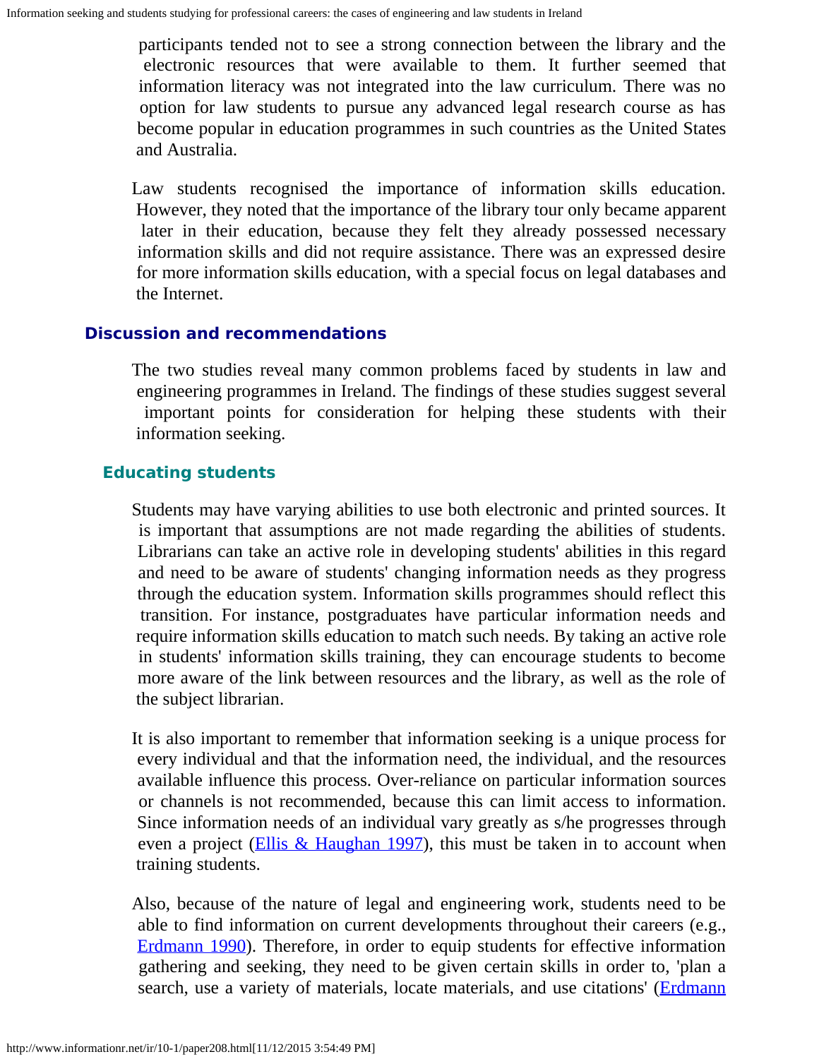participants tended not to see a strong connection between the library and the electronic resources that were available to them. It further seemed that information literacy was not integrated into the law curriculum. There was no option for law students to pursue any advanced legal research course as has become popular in education programmes in such countries as the United States and Australia.

Law students recognised the importance of information skills education. However, they noted that the importance of the library tour only became apparent later in their education, because they felt they already possessed necessary information skills and did not require assistance. There was an expressed desire for more information skills education, with a special focus on legal databases and the Internet.

## Discussion and recommendations

The two studies reveal many common problems faced by students in law and engineering programmes in Ireland. The findings of these studies suggest several important points for consideration for helping these students with their information seeking.

### Educating students

Students may have varying abilities to use both electronic and printed sources. It is important that assumptions are not made regarding the abilities of students. Librarians can take an active role in developing students' abilities in this regard and need to be aware of students' changing information needs as they progress through the education system. Information skills programmes should reflect this transition. For instance, postgraduates have particular information needs and require information skills education to match such needs. By taking an active role in students' information skills training, they can encourage students to become more aware of the link between resources and the library, as well as the role of the subject librarian.

It is also important to remember that information seeking is a unique process for every individual and that the information need, the individual, and the resources available influence this process. Over-reliance on particular information sources or channels is not recommended, because this can limit access to information. Since information needs of an individual vary greatly as s/he progresses through even a project (Ellis & Haughan 1997), this must be taken in to account when training students.

Also, because of the nature of legal and engineering work, students need to be able to find information on current developments throughout their careers (e.g., Erdmann 1990). Therefore, in order to equip students for effective information gathering and seeking, they need to be given certain skills in order to, 'plan a search, use a variety of materials, locate materials, and use citations' (Erdmann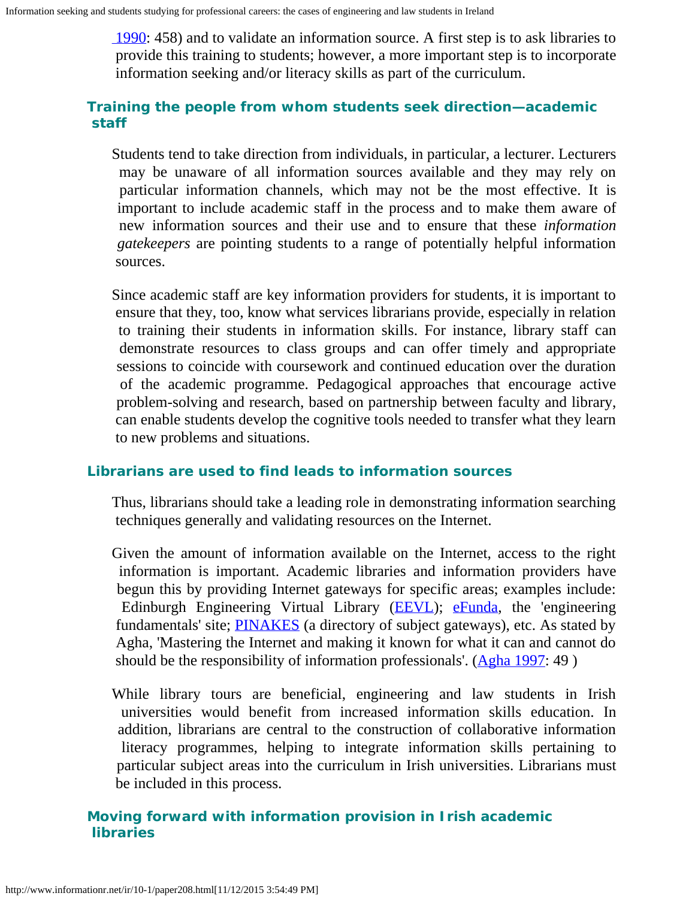1990: 458) and to validate an information source. A first step is to ask libraries to provide this training to students; however, a more important step is to incorporate information seeking and/or literacy skills as part of the curriculum.

### Training the people from whom students seek direction—academic staff

Students tend to take direction from individuals, in particular, a lecturer. Lecturers may be unaware of all information sources available and they may rely on particular information channels, which may not be the most effective. It is important to include academic staff in the process and to make them aware of new information sources and their use and to ensure that these *information gatekeepers* are pointing students to a range of potentially helpful information sources.

Since academic staff are key information providers for students, it is important to ensure that they, too, know what services librarians provide, especially in relation to training their students in information skills. For instance, library staff can demonstrate resources to class groups and can offer timely and appropriate sessions to coincide with coursework and continued education over the duration of the academic programme. Pedagogical approaches that encourage active problem-solving and research, based on partnership between faculty and library, can enable students develop the cognitive tools needed to transfer what they learn to new problems and situations.

### Librarians are used to find leads to information sources

Thus, librarians should take a leading role in demonstrating information searching techniques generally and validating resources on the Internet.

Given the amount of information available on the Internet, access to the right information is important. Academic libraries and information providers have begun this by providing Internet gateways for specific areas; examples include: Edinburgh Engineering Virtual Library (EEVL); eFunda, the 'engineering fundamentals' site; PINAKES (a directory of subject gateways), etc. As stated by Agha, 'Mastering the Internet and making it known for what it can and cannot do should be the responsibility of information professionals'. (Agha 1997: 49 )

While library tours are beneficial, engineering and law students in Irish universities would benefit from increased information skills education. In addition, librarians are central to the construction of collaborative information literacy programmes, helping to integrate information skills pertaining to particular subject areas into the curriculum in Irish universities. Librarians must be included in this process.

### Moving forward with information provision in Irish academic libraries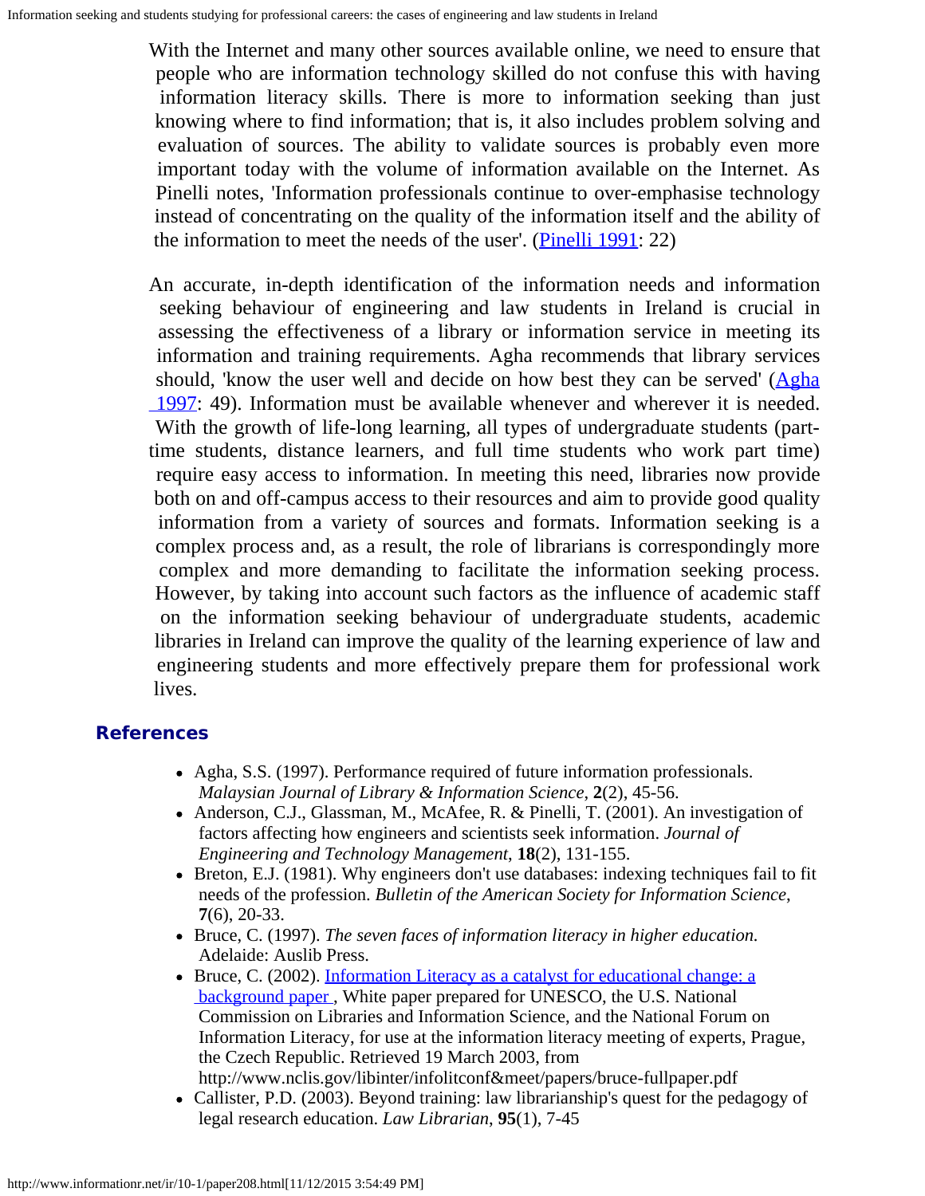With the Internet and many other sources available online, we need to ensure that people who are information technology skilled do not confuse this with having information literacy skills. There is more to information seeking than just knowing where to find information; that is, it also includes problem solving and evaluation of sources. The ability to validate sources is probably even more important today with the volume of information available on the Internet. As Pinelli notes, 'Information professionals continue to over-emphasise technology instead of concentrating on the quality of the information itself and the ability of the information to meet the needs of the user'. (Pinelli 1991: 22)

An accurate, in-depth identification of the information needs and information seeking behaviour of engineering and law students in Ireland is crucial in assessing the effectiveness of a library or information service in meeting its information and training requirements. Agha recommends that library services should, 'know the user well and decide on how best they can be served' (Agha 1997: 49). Information must be available whenever and wherever it is needed. With the growth of life-long learning, all types of undergraduate students (part-time students, distance learners, and full time students who work part time) require easy access to information. In meeting this need, libraries now provide both on and off-campus access to their resources and aim to provide good quality information from a variety of sources and formats. Information seeking is a complex process and, as a result, the role of librarians is correspondingly more complex and more demanding to facilitate the information seeking process. However, by taking into account such factors as the influence of academic staff on the information seeking behaviour of undergraduate students, academic libraries in Ireland can improve the quality of the learning experience of law and engineering students and more effectively prepare them for professional work lives.

## References

- Agha, S.S. (1997). Performance required of future information professionals. *Malaysian Journal of Library & Information Science*, **2**(2), 45-56.
- Anderson, C.J., Glassman, M., McAfee, R. & Pinelli, T. (2001). An investigation of factors affecting how engineers and scientists seek information. *Journal of Engineering and Technology Management*, **18**(2), 131-155.
- Breton, E.J. (1981). Why engineers don't use databases: indexing techniques fail to fit needs of the profession. *Bulletin of the American Society for Information Science*, **7**(6), 20-33.
- Bruce, C. (1997). *The seven faces of information literacy in higher education.* Adelaide: Auslib Press.
- Bruce, C. (2002). Information Literacy as a catalyst for educational change: a background paper , White paper prepared for UNESCO, the U.S. National Commission on Libraries and Information Science, and the National Forum on Information Literacy, for use at the information literacy meeting of experts, Prague, the Czech Republic. Retrieved 19 March 2003, from http://www.nclis.gov/libinter/infolitconf&meet/papers/bruce-fullpaper.pdf
- Callister, P.D. (2003). Beyond training: law librarianship's quest for the pedagogy of legal research education. *Law Librarian*, **95**(1), 7-45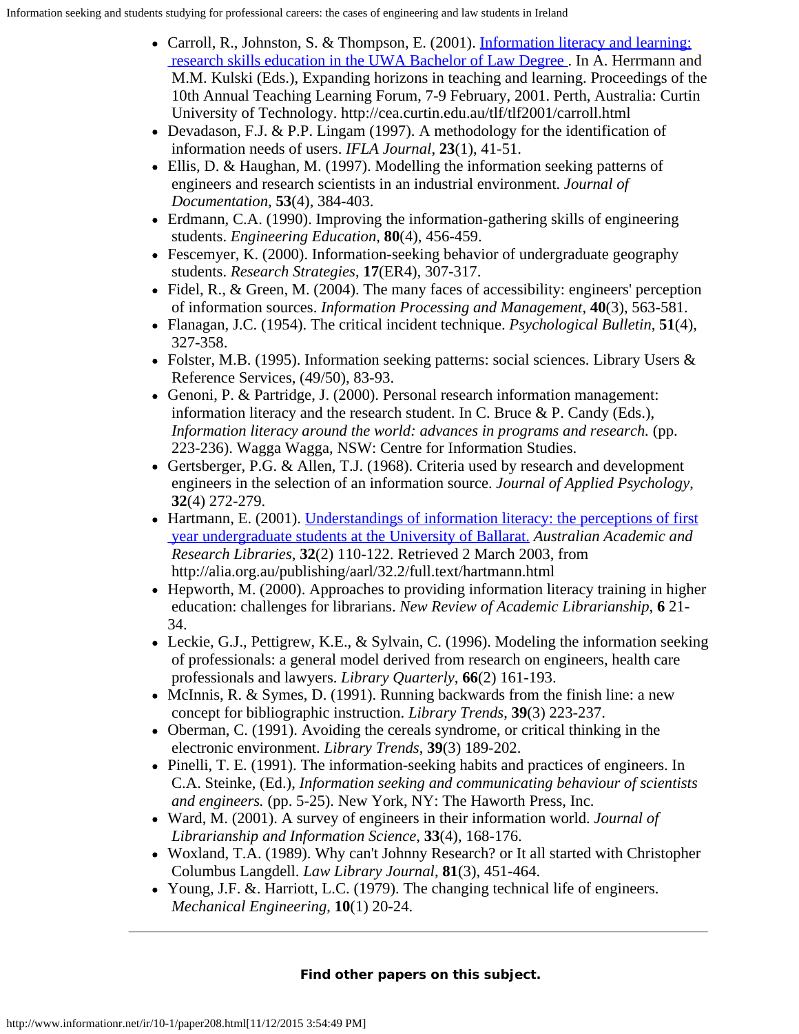- Carroll, R., Johnston, S. & Thompson, E. (2001). Information literacy and learning: research skills education in the UWA Bachelor of Law Degree . In A. Herrmann and M.M. Kulski (Eds.), Expanding horizons in teaching and learning. Proceedings of the 10th Annual Teaching Learning Forum, 7-9 February, 2001. Perth, Australia: Curtin University of Technology. http://cea.curtin.edu.au/tlf/tlf2001/carroll.html
- Devadason, F.J. & P.P. Lingam (1997). A methodology for the identification of information needs of users. *IFLA Journal*, **23**(1), 41-51.
- Ellis, D. & Haughan, M. (1997). Modelling the information seeking patterns of engineers and research scientists in an industrial environment. *Journal of Documentation*, **53**(4), 384-403.
- Erdmann, C.A. (1990). Improving the information-gathering skills of engineering students. *Engineering Education*, **80**(4), 456-459.
- Fescemyer, K. (2000). Information-seeking behavior of undergraduate geography students. *Research Strategies*, **17**(ER4), 307-317.
- Fidel, R., & Green, M. (2004). The many faces of accessibility: engineers' perception of information sources. *Information Processing and Management*, **40**(3), 563-581.
- Flanagan, J.C. (1954). The critical incident technique. *Psychological Bulletin*, **51**(4), 327-358.
- Folster, M.B. (1995). Information seeking patterns: social sciences. Library Users & Reference Services, (49/50), 83-93.
- Genoni, P. & Partridge, J. (2000). Personal research information management: information literacy and the research student. In C. Bruce & P. Candy (Eds.), *Information literacy around the world: advances in programs and research.* (pp. 223-236). Wagga Wagga, NSW: Centre for Information Studies.
- Gertsberger, P.G. & Allen, T.J. (1968). Criteria used by research and development engineers in the selection of an information source. *Journal of Applied Psychology*, **32**(4) 272-279.
- Hartmann, E. (2001). Understandings of information literacy: the perceptions of first year undergraduate students at the University of Ballarat. *Australian Academic and Research Libraries*, **32**(2) 110-122. Retrieved 2 March 2003, from http://alia.org.au/publishing/aarl/32.2/full.text/hartmann.html
- Hepworth, M. (2000). Approaches to providing information literacy training in higher education: challenges for librarians. *New Review of Academic Librarianship*, **6** 21-34.
- Leckie, G.J., Pettigrew, K.E., & Sylvain, C. (1996). Modeling the information seeking of professionals: a general model derived from research on engineers, health care professionals and lawyers. *Library Quarterly*, **66**(2) 161-193.
- McInnis, R. & Symes, D. (1991). Running backwards from the finish line: a new concept for bibliographic instruction. *Library Trends*, **39**(3) 223-237.
- Oberman, C. (1991). Avoiding the cereals syndrome, or critical thinking in the electronic environment. *Library Trends*, **39**(3) 189-202.
- Pinelli, T. E. (1991). The information-seeking habits and practices of engineers. In C.A. Steinke, (Ed.), *Information seeking and communicating behaviour of scientists and engineers.* (pp. 5-25). New York, NY: The Haworth Press, Inc.
- Ward, M. (2001). A survey of engineers in their information world. *Journal of Librarianship and Information Science*, **33**(4), 168-176.
- Woxland, T.A. (1989). Why can't Johnny Research? or It all started with Christopher Columbus Langdell. *Law Library Journal*, **81**(3), 451-464.
- Young, J.F. &. Harriott, L.C. (1979). The changing technical life of engineers. *Mechanical Engineering*, **10**(1) 20-24.

---

**Find other papers on this subject.**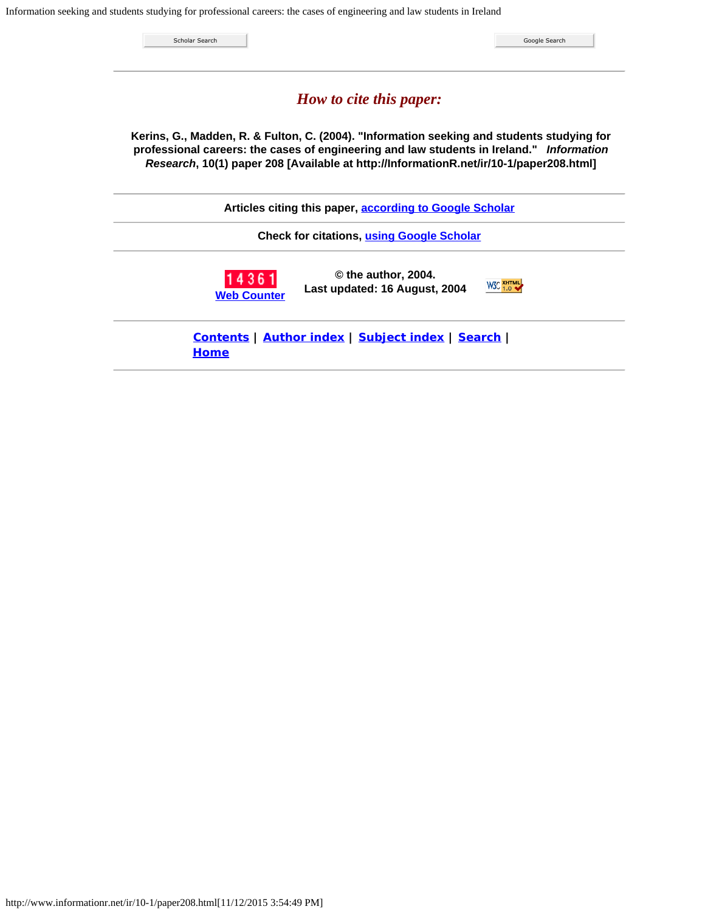Scholar Search

Google Search

## *How to cite this paper:*

**Kerins, G., Madden, R. & Fulton, C. (2004). "Information seeking and students studying for professional careers: the cases of engineering and law students in Ireland."** ***Information Research*****, 10(1) paper 208 [Available at http://InformationR.net/ir/10-1/paper208.html]**

**Articles citing this paper, according to Google Scholar**

**Check for citations, using Google Scholar**

14361
**Web Counter**

**© the author, 2004.**
**Last updated: 16 August, 2004**

**Contents** | **Author index** | **Subject index** | **Search** | **Home**